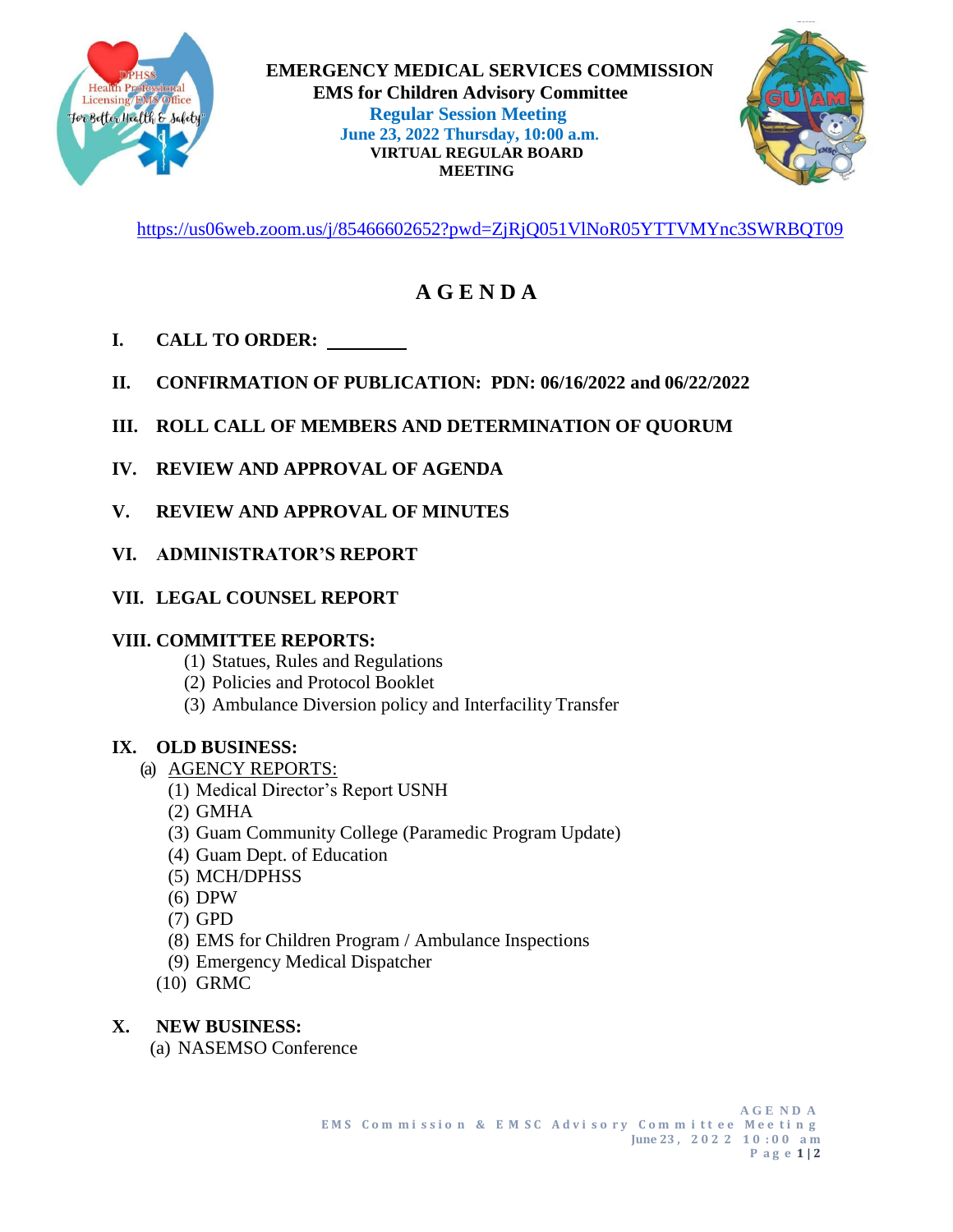**EMERGENCY MEDICAL SERVICES COMMISSION**
**EMS for Children Advisory Committee**
**Regular Session Meeting**
**June 23, 2022 Thursday, 10:00 a.m.**
**VIRTUAL REGULAR BOARD MEETING**

https://us06web.zoom.us/j/85466602652?pwd=ZjRjQ051VlNoR05YTTVMYnc3SWRBQT09

# A G E N D A

**I. CALL TO ORDER: ________**

**II. CONFIRMATION OF PUBLICATION: PDN: 06/16/2022 and 06/22/2022**

**III. ROLL CALL OF MEMBERS AND DETERMINATION OF QUORUM**

**IV. REVIEW AND APPROVAL OF AGENDA**

**V. REVIEW AND APPROVAL OF MINUTES**

**VI. ADMINISTRATOR'S REPORT**

**VII. LEGAL COUNSEL REPORT**

**VIII. COMMITTEE REPORTS:**

(1) Statues, Rules and Regulations
(2) Policies and Protocol Booklet
(3) Ambulance Diversion policy and Interfacility Transfer

**IX. OLD BUSINESS:**

(a) AGENCY REPORTS:

(1) Medical Director's Report USNH
(2) GMHA
(3) Guam Community College (Paramedic Program Update)
(4) Guam Dept. of Education
(5) MCH/DPHSS
(6) DPW
(7) GPD
(8) EMS for Children Program / Ambulance Inspections
(9) Emergency Medical Dispatcher
(10) GRMC

**X. NEW BUSINESS:**

(a) NASEMSO Conference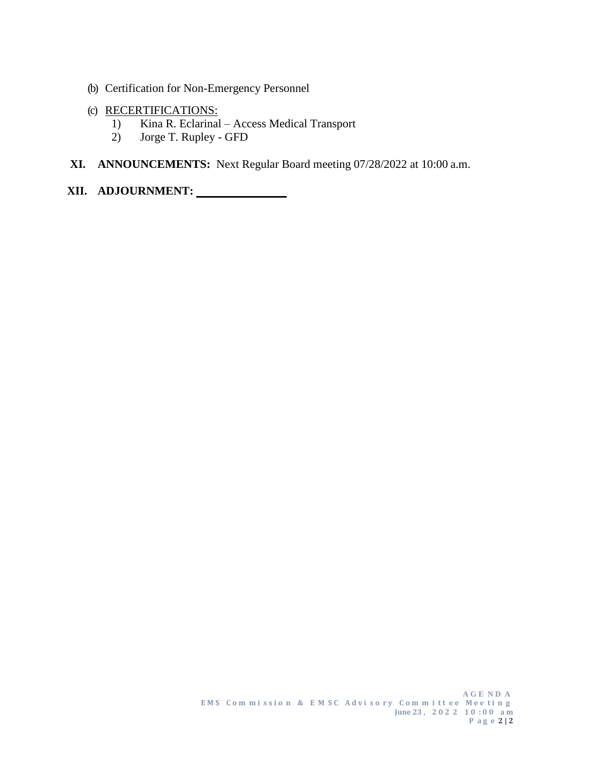(b) Certification for Non-Emergency Personnel

(c) <u>RECERTIFICATIONS:</u>

1) Kina R. Eclarinal – Access Medical Transport
2) Jorge T. Rupley - GFD

**XI. ANNOUNCEMENTS:** Next Regular Board meeting 07/28/2022 at 10:00 a.m.

**XII. ADJOURNMENT:** \_\_\_\_\_\_\_\_\_\_\_\_\_\_\_\_